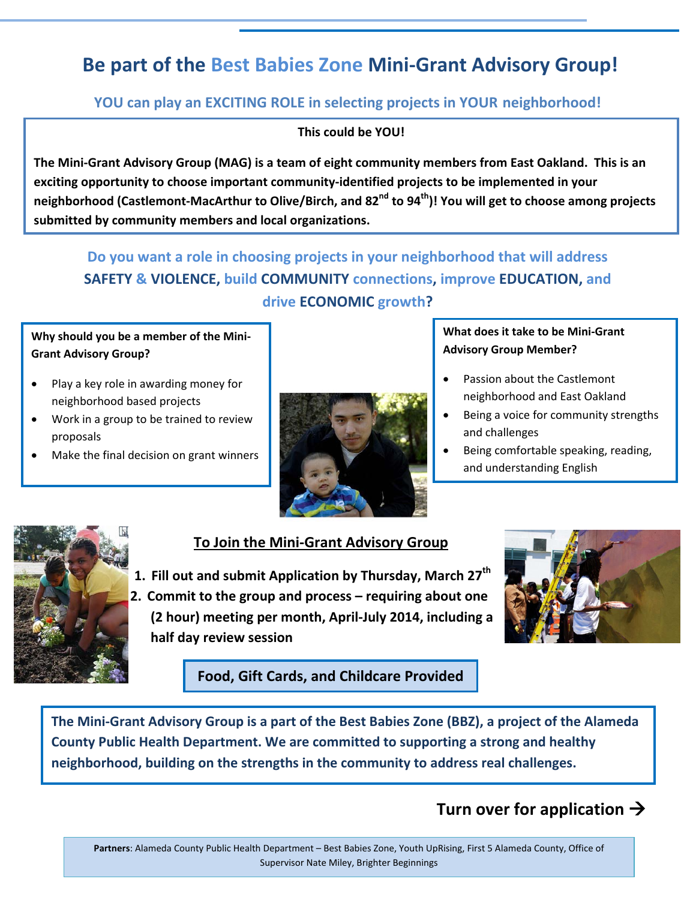# Be part of the Best Babies Zone Mini-Grant Advisory Group!

## YOU can play an EXCITING ROLE in selecting projects in YOUR neighborhood!

**This could be YOU!**

**The Mini-Grant Advisory Group (MAG) is a team of eight community members from East Oakland. This is an exciting opportunity to choose important community-identified projects to be implemented in your neighborhood (Castlemont-MacArthur to Olive/Birch, and 82nd to 94th)! You will get to choose among projects submitted by community members and local organizations.**

### Do you want a role in choosing projects in your neighborhood that will address SAFETY & VIOLENCE, build COMMUNITY connections, improve EDUCATION, and drive ECONOMIC growth?

**Why should you be a member of the Mini-Grant Advisory Group?**

- Play a key role in awarding money for neighborhood based projects
- Work in a group to be trained to review proposals
- Make the final decision on grant winners

**What does it take to be Mini-Grant Advisory Group Member?**

- Passion about the Castlemont neighborhood and East Oakland
- Being a voice for community strengths and challenges
- Being comfortable speaking, reading, and understanding English

### To Join the Mini-Grant Advisory Group

1. **Fill out and submit Application by Thursday, March 27th**
2. **Commit to the group and process – requiring about one (2 hour) meeting per month, April-July 2014, including a half day review session**

**Food, Gift Cards, and Childcare Provided**

**The Mini-Grant Advisory Group is a part of the Best Babies Zone (BBZ), a project of the Alameda County Public Health Department. We are committed to supporting a strong and healthy neighborhood, building on the strengths in the community to address real challenges.**

**Turn over for application →**

**Partners**: Alameda County Public Health Department – Best Babies Zone, Youth UpRising, First 5 Alameda County, Office of Supervisor Nate Miley, Brighter Beginnings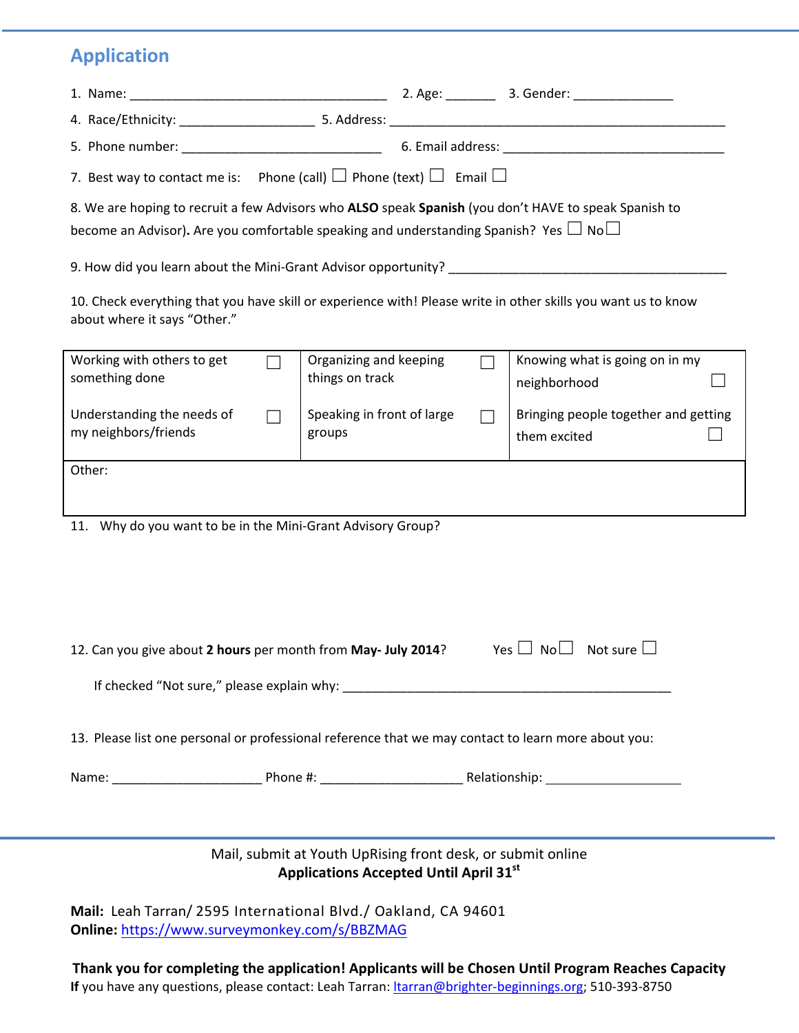## Application

1. Name: ___________________________________ 2. Age: _______ 3. Gender: ______________

4. Race/Ethnicity: __________________ 5. Address: ______________________________________________

5. Phone number: ___________________________ 6. Email address: ______________________________

7. Best way to contact me is: Phone (call) ☐ Phone (text) ☐ Email ☐

8. We are hoping to recruit a few Advisors who **ALSO** speak **Spanish** (you don't HAVE to speak Spanish to become an Advisor)**.** Are you comfortable speaking and understanding Spanish? Yes ☐ No ☐

9. How did you learn about the Mini-Grant Advisor opportunity? ______________________________________

10. Check everything that you have skill or experience with! Please write in other skills you want us to know about where it says "Other."

| | | |
|---|---|---|
| Working with others to get something done ☐ | Organizing and keeping things on track ☐ | Knowing what is going on in my neighborhood ☐ |
| Understanding the needs of my neighbors/friends ☐ | Speaking in front of large groups ☐ | Bringing people together and getting them excited ☐ |
| Other: | | |

11. Why do you want to be in the Mini-Grant Advisory Group?

12. Can you give about **2 hours** per month from **May- July 2014**? Yes ☐ No ☐ Not sure ☐

If checked "Not sure," please explain why: _____________________________________________

13. Please list one personal or professional reference that we may contact to learn more about you:

Name: ____________________ Phone #: ___________________ Relationship: ___________________

Mail, submit at Youth UpRising front desk, or submit online
**Applications Accepted Until April 31st**

**Mail:** Leah Tarran/ 2595 International Blvd./ Oakland, CA 94601
**Online:** https://www.surveymonkey.com/s/BBZMAG

**Thank you for completing the application! Applicants will be Chosen Until Program Reaches Capacity**
**If** you have any questions, please contact: Leah Tarran: ltarran@brighter-beginnings.org; 510-393-8750